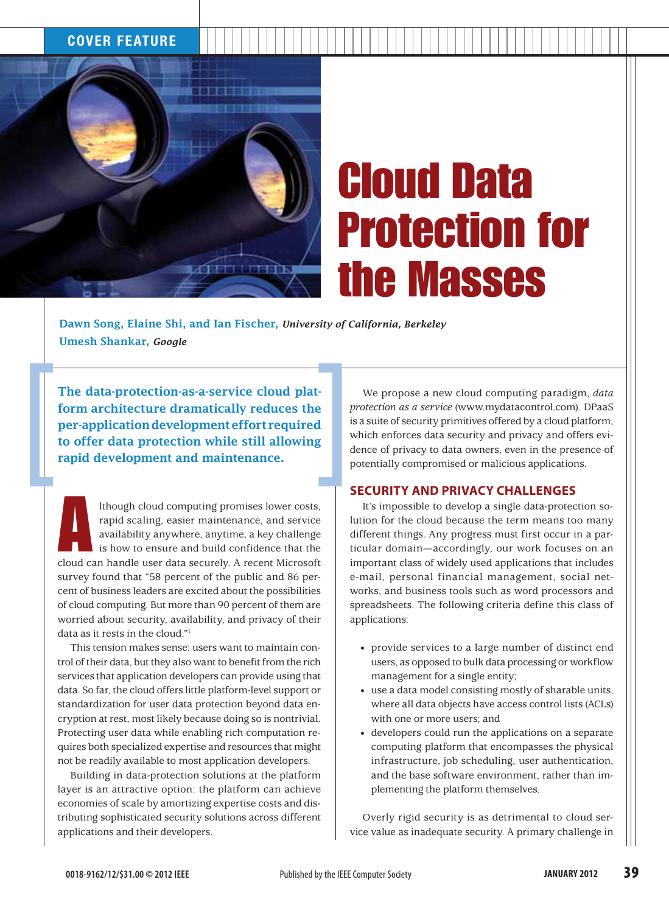COVER FEATURE

# Cloud Data Protection for the Masses

**Dawn Song, Elaine Shi, and Ian Fischer,** *University of California, Berkeley*
**Umesh Shankar,** *Google*

**The data-protection-as-a-service cloud platform architecture dramatically reduces the per-application development effort required to offer data protection while still allowing rapid development and maintenance.**

Although cloud computing promises lower costs, rapid scaling, easier maintenance, and service availability anywhere, anytime, a key challenge is how to ensure and build confidence that the cloud can handle user data securely. A recent Microsoft survey found that "58 percent of the public and 86 percent of business leaders are excited about the possibilities of cloud computing. But more than 90 percent of them are worried about security, availability, and privacy of their data as it rests in the cloud."[1]

This tension makes sense: users want to maintain control of their data, but they also want to benefit from the rich services that application developers can provide using that data. So far, the cloud offers little platform-level support or standardization for user data protection beyond data encryption at rest, most likely because doing so is nontrivial. Protecting user data while enabling rich computation requires both specialized expertise and resources that might not be readily available to most application developers.

Building in data-protection solutions at the platform layer is an attractive option: the platform can achieve economies of scale by amortizing expertise costs and distributing sophisticated security solutions across different applications and their developers.

We propose a new cloud computing paradigm, *data protection as a service* (www.mydatacontrol.com). DPaaS is a suite of security primitives offered by a cloud platform, which enforces data security and privacy and offers evidence of privacy to data owners, even in the presence of potentially compromised or malicious applications.

## SECURITY AND PRIVACY CHALLENGES

It's impossible to develop a single data-protection solution for the cloud because the term means too many different things. Any progress must first occur in a particular domain—accordingly, our work focuses on an important class of widely used applications that includes e-mail, personal financial management, social networks, and business tools such as word processors and spreadsheets. The following criteria define this class of applications:

- provide services to a large number of distinct end users, as opposed to bulk data processing or workflow management for a single entity;
- use a data model consisting mostly of sharable units, where all data objects have access control lists (ACLs) with one or more users; and
- developers could run the applications on a separate computing platform that encompasses the physical infrastructure, job scheduling, user authentication, and the base software environment, rather than implementing the platform themselves.

Overly rigid security is as detrimental to cloud service value as inadequate security. A primary challenge in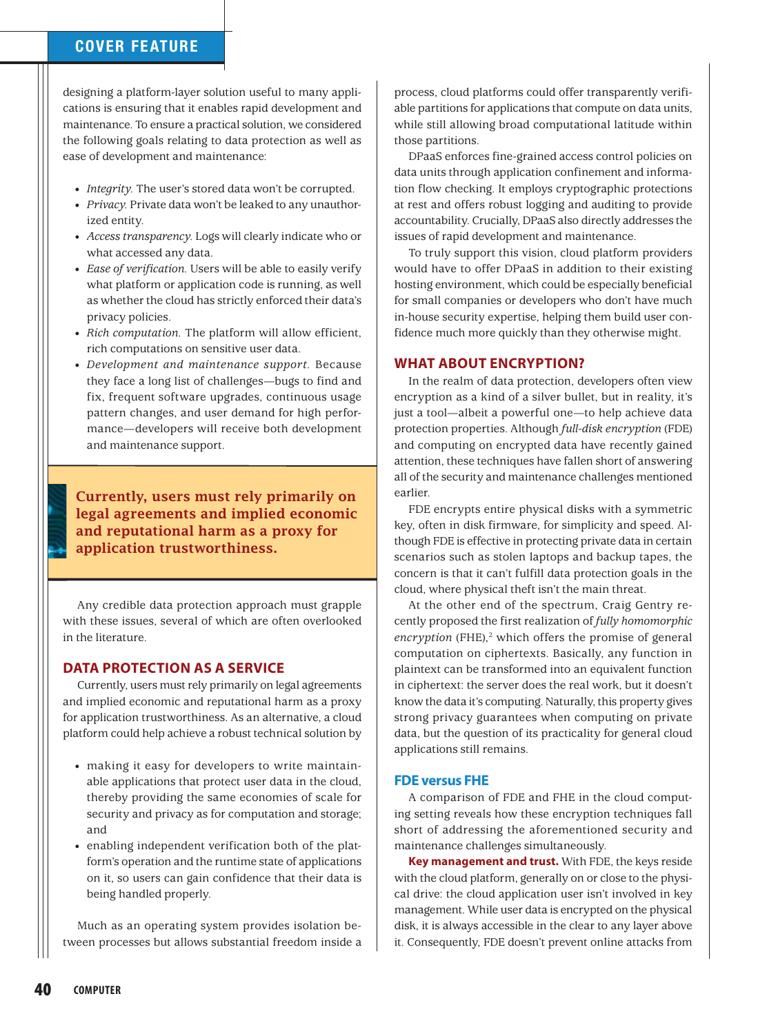designing a platform-layer solution useful to many applications is ensuring that it enables rapid development and maintenance. To ensure a practical solution, we considered the following goals relating to data protection as well as ease of development and maintenance:

- *Integrity.* The user's stored data won't be corrupted.
- *Privacy.* Private data won't be leaked to any unauthorized entity.
- *Access transparency.* Logs will clearly indicate who or what accessed any data.
- *Ease of verification.* Users will be able to easily verify what platform or application code is running, as well as whether the cloud has strictly enforced their data's privacy policies.
- *Rich computation.* The platform will allow efficient, rich computations on sensitive user data.
- *Development and maintenance support.* Because they face a long list of challenges—bugs to find and fix, frequent software upgrades, continuous usage pattern changes, and user demand for high performance—developers will receive both development and maintenance support.

**Currently, users must rely primarily on legal agreements and implied economic and reputational harm as a proxy for application trustworthiness.**

Any credible data protection approach must grapple with these issues, several of which are often overlooked in the literature.

## DATA PROTECTION AS A SERVICE

Currently, users must rely primarily on legal agreements and implied economic and reputational harm as a proxy for application trustworthiness. As an alternative, a cloud platform could help achieve a robust technical solution by

- making it easy for developers to write maintainable applications that protect user data in the cloud, thereby providing the same economies of scale for security and privacy as for computation and storage; and
- enabling independent verification both of the platform's operation and the runtime state of applications on it, so users can gain confidence that their data is being handled properly.

Much as an operating system provides isolation between processes but allows substantial freedom inside a process, cloud platforms could offer transparently verifiable partitions for applications that compute on data units, while still allowing broad computational latitude within those partitions.

DPaaS enforces fine-grained access control policies on data units through application confinement and information flow checking. It employs cryptographic protections at rest and offers robust logging and auditing to provide accountability. Crucially, DPaaS also directly addresses the issues of rapid development and maintenance.

To truly support this vision, cloud platform providers would have to offer DPaaS in addition to their existing hosting environment, which could be especially beneficial for small companies or developers who don't have much in-house security expertise, helping them build user confidence much more quickly than they otherwise might.

## WHAT ABOUT ENCRYPTION?

In the realm of data protection, developers often view encryption as a kind of a silver bullet, but in reality, it's just a tool—albeit a powerful one—to help achieve data protection properties. Although *full-disk encryption* (FDE) and computing on encrypted data have recently gained attention, these techniques have fallen short of answering all of the security and maintenance challenges mentioned earlier.

FDE encrypts entire physical disks with a symmetric key, often in disk firmware, for simplicity and speed. Although FDE is effective in protecting private data in certain scenarios such as stolen laptops and backup tapes, the concern is that it can't fulfill data protection goals in the cloud, where physical theft isn't the main threat.

At the other end of the spectrum, Craig Gentry recently proposed the first realization of *fully homomorphic encryption* (FHE),[2] which offers the promise of general computation on ciphertexts. Basically, any function in plaintext can be transformed into an equivalent function in ciphertext: the server does the real work, but it doesn't know the data it's computing. Naturally, this property gives strong privacy guarantees when computing on private data, but the question of its practicality for general cloud applications still remains.

### FDE versus FHE

A comparison of FDE and FHE in the cloud computing setting reveals how these encryption techniques fall short of addressing the aforementioned security and maintenance challenges simultaneously.

**Key management and trust.** With FDE, the keys reside with the cloud platform, generally on or close to the physical drive: the cloud application user isn't involved in key management. While user data is encrypted on the physical disk, it is always accessible in the clear to any layer above it. Consequently, FDE doesn't prevent online attacks from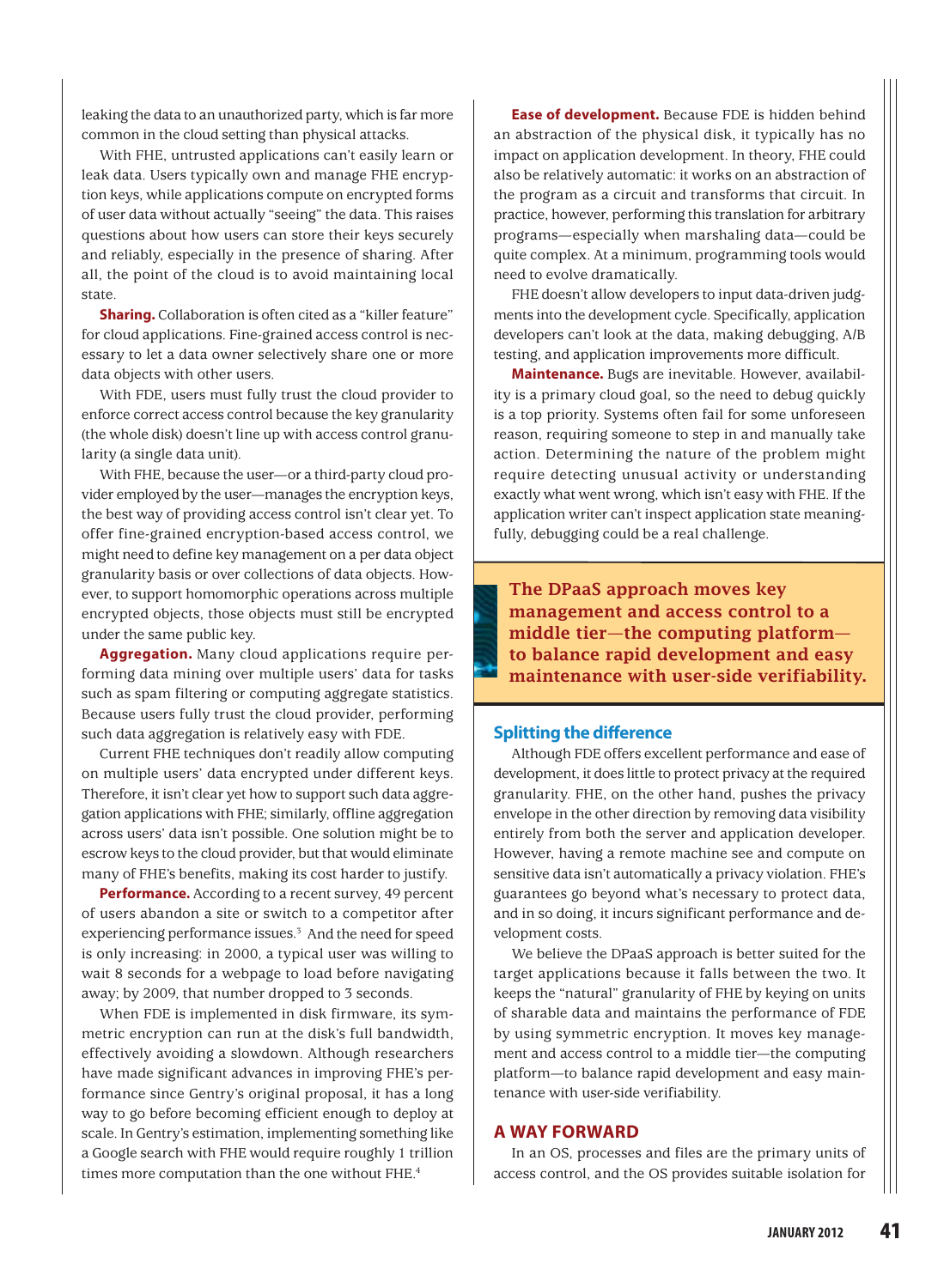leaking the data to an unauthorized party, which is far more common in the cloud setting than physical attacks.

With FHE, untrusted applications can't easily learn or leak data. Users typically own and manage FHE encryption keys, while applications compute on encrypted forms of user data without actually "seeing" the data. This raises questions about how users can store their keys securely and reliably, especially in the presence of sharing. After all, the point of the cloud is to avoid maintaining local state.

**Sharing.** Collaboration is often cited as a "killer feature" for cloud applications. Fine-grained access control is necessary to let a data owner selectively share one or more data objects with other users.

With FDE, users must fully trust the cloud provider to enforce correct access control because the key granularity (the whole disk) doesn't line up with access control granularity (a single data unit).

With FHE, because the user—or a third-party cloud provider employed by the user—manages the encryption keys, the best way of providing access control isn't clear yet. To offer fine-grained encryption-based access control, we might need to define key management on a per data object granularity basis or over collections of data objects. However, to support homomorphic operations across multiple encrypted objects, those objects must still be encrypted under the same public key.

**Aggregation.** Many cloud applications require performing data mining over multiple users' data for tasks such as spam filtering or computing aggregate statistics. Because users fully trust the cloud provider, performing such data aggregation is relatively easy with FDE.

Current FHE techniques don't readily allow computing on multiple users' data encrypted under different keys. Therefore, it isn't clear yet how to support such data aggregation applications with FHE; similarly, offline aggregation across users' data isn't possible. One solution might be to escrow keys to the cloud provider, but that would eliminate many of FHE's benefits, making its cost harder to justify.

**Performance.** According to a recent survey, 49 percent of users abandon a site or switch to a competitor after experiencing performance issues.[3] And the need for speed is only increasing: in 2000, a typical user was willing to wait 8 seconds for a webpage to load before navigating away; by 2009, that number dropped to 3 seconds.

When FDE is implemented in disk firmware, its symmetric encryption can run at the disk's full bandwidth, effectively avoiding a slowdown. Although researchers have made significant advances in improving FHE's performance since Gentry's original proposal, it has a long way to go before becoming efficient enough to deploy at scale. In Gentry's estimation, implementing something like a Google search with FHE would require roughly 1 trillion times more computation than the one without FHE.[4]

**Ease of development.** Because FDE is hidden behind an abstraction of the physical disk, it typically has no impact on application development. In theory, FHE could also be relatively automatic: it works on an abstraction of the program as a circuit and transforms that circuit. In practice, however, performing this translation for arbitrary programs—especially when marshaling data—could be quite complex. At a minimum, programming tools would need to evolve dramatically.

FHE doesn't allow developers to input data-driven judgments into the development cycle. Specifically, application developers can't look at the data, making debugging, A/B testing, and application improvements more difficult.

**Maintenance.** Bugs are inevitable. However, availability is a primary cloud goal, so the need to debug quickly is a top priority. Systems often fail for some unforeseen reason, requiring someone to step in and manually take action. Determining the nature of the problem might require detecting unusual activity or understanding exactly what went wrong, which isn't easy with FHE. If the application writer can't inspect application state meaningfully, debugging could be a real challenge.

> **The DPaaS approach moves key management and access control to a middle tier—the computing platform—to balance rapid development and easy maintenance with user-side verifiability.**

## Splitting the difference

Although FDE offers excellent performance and ease of development, it does little to protect privacy at the required granularity. FHE, on the other hand, pushes the privacy envelope in the other direction by removing data visibility entirely from both the server and application developer. However, having a remote machine see and compute on sensitive data isn't automatically a privacy violation. FHE's guarantees go beyond what's necessary to protect data, and in so doing, it incurs significant performance and development costs.

We believe the DPaaS approach is better suited for the target applications because it falls between the two. It keeps the "natural" granularity of FHE by keying on units of sharable data and maintains the performance of FDE by using symmetric encryption. It moves key management and access control to a middle tier—the computing platform—to balance rapid development and easy maintenance with user-side verifiability.

# A WAY FORWARD

In an OS, processes and files are the primary units of access control, and the OS provides suitable isolation for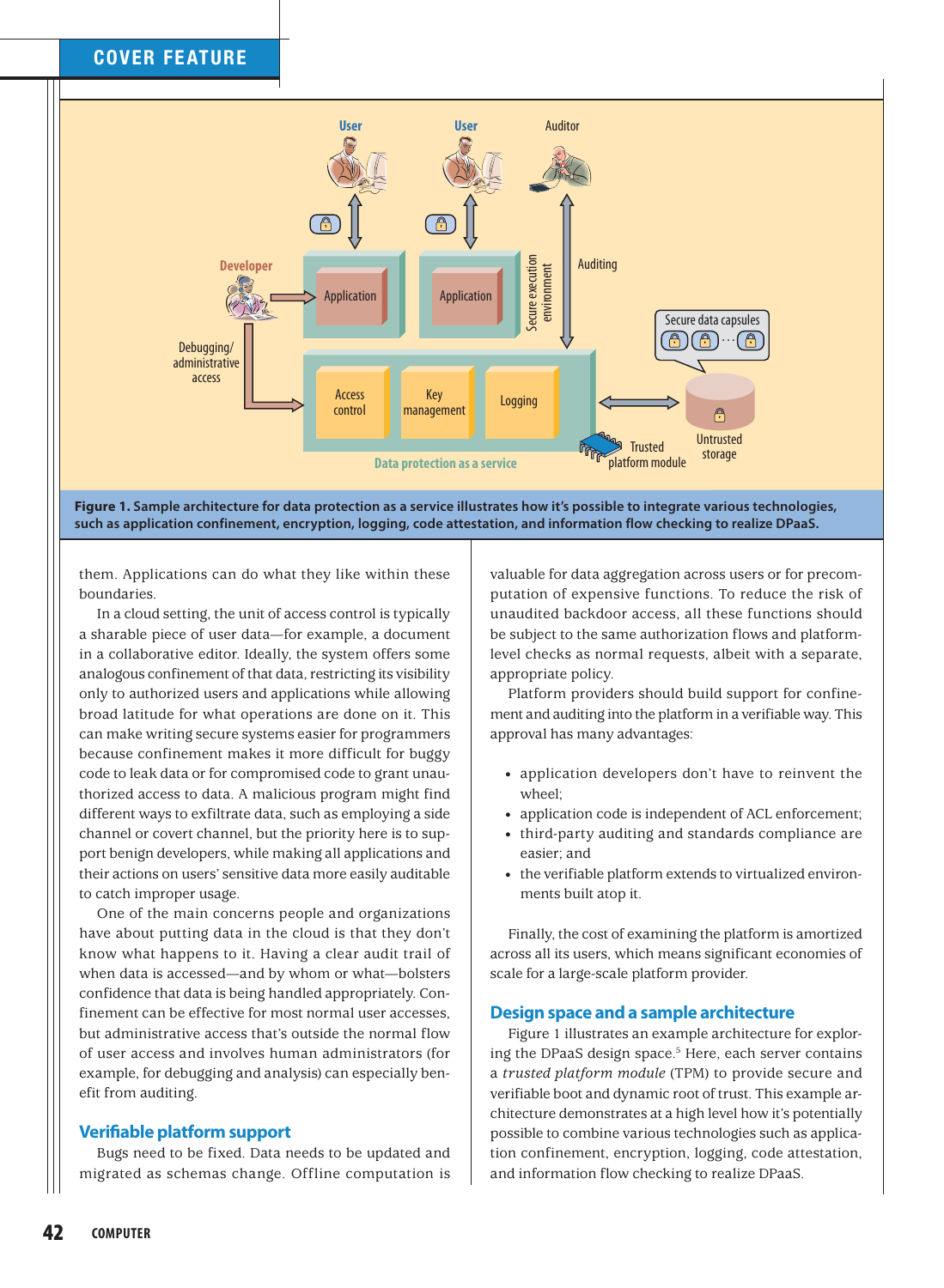**Figure 1. Sample architecture for data protection as a service illustrates how it's possible to integrate various technologies, such as application confinement, encryption, logging, code attestation, and information flow checking to realize DPaaS.**

them. Applications can do what they like within these boundaries.

In a cloud setting, the unit of access control is typically a sharable piece of user data—for example, a document in a collaborative editor. Ideally, the system offers some analogous confinement of that data, restricting its visibility only to authorized users and applications while allowing broad latitude for what operations are done on it. This can make writing secure systems easier for programmers because confinement makes it more difficult for buggy code to leak data or for compromised code to grant unauthorized access to data. A malicious program might find different ways to exfiltrate data, such as employing a side channel or covert channel, but the priority here is to support benign developers, while making all applications and their actions on users' sensitive data more easily auditable to catch improper usage.

One of the main concerns people and organizations have about putting data in the cloud is that they don't know what happens to it. Having a clear audit trail of when data is accessed—and by whom or what—bolsters confidence that data is being handled appropriately. Confinement can be effective for most normal user accesses, but administrative access that's outside the normal flow of user access and involves human administrators (for example, for debugging and analysis) can especially benefit from auditing.

## Verifiable platform support

Bugs need to be fixed. Data needs to be updated and migrated as schemas change. Offline computation is valuable for data aggregation across users or for precomputation of expensive functions. To reduce the risk of unaudited backdoor access, all these functions should be subject to the same authorization flows and platform-level checks as normal requests, albeit with a separate, appropriate policy.

Platform providers should build support for confinement and auditing into the platform in a verifiable way. This approval has many advantages:

- application developers don't have to reinvent the wheel;
- application code is independent of ACL enforcement;
- third-party auditing and standards compliance are easier; and
- the verifiable platform extends to virtualized environments built atop it.

Finally, the cost of examining the platform is amortized across all its users, which means significant economies of scale for a large-scale platform provider.

## Design space and a sample architecture

Figure 1 illustrates an example architecture for exploring the DPaaS design space.[5] Here, each server contains a *trusted platform module* (TPM) to provide secure and verifiable boot and dynamic root of trust. This example architecture demonstrates at a high level how it's potentially possible to combine various technologies such as application confinement, encryption, logging, code attestation, and information flow checking to realize DPaaS.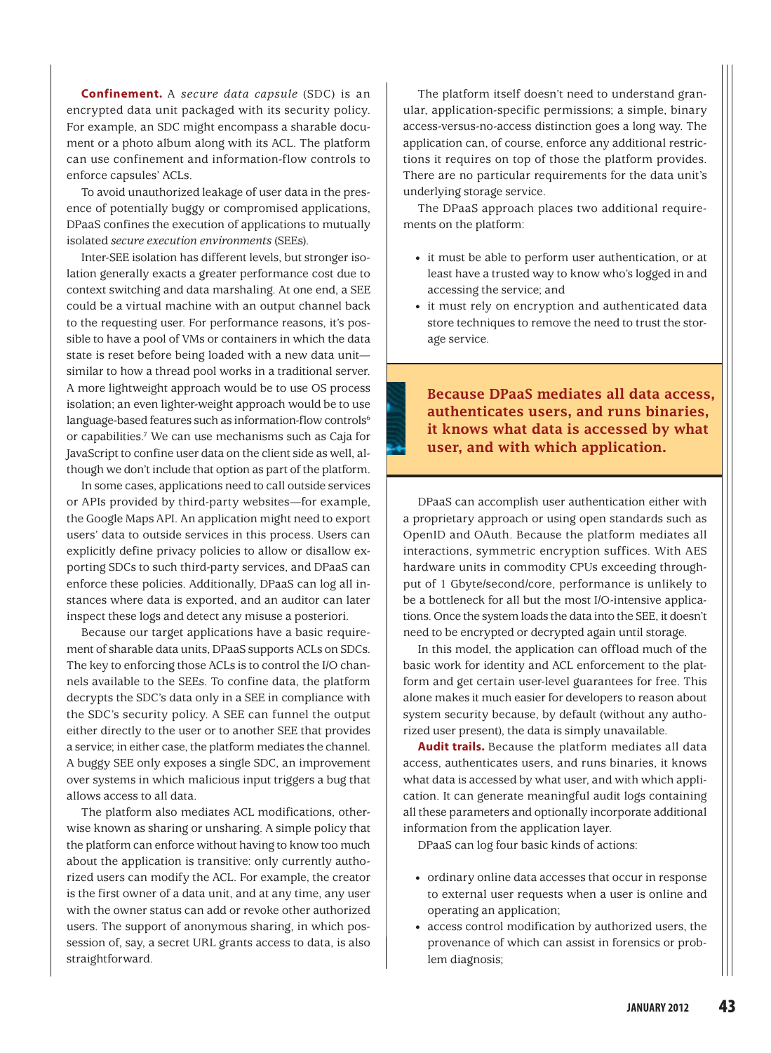**Confinement.** A *secure data capsule* (SDC) is an encrypted data unit packaged with its security policy. For example, an SDC might encompass a sharable document or a photo album along with its ACL. The platform can use confinement and information-flow controls to enforce capsules' ACLs.

To avoid unauthorized leakage of user data in the presence of potentially buggy or compromised applications, DPaaS confines the execution of applications to mutually isolated *secure execution environments* (SEEs).

Inter-SEE isolation has different levels, but stronger isolation generally exacts a greater performance cost due to context switching and data marshaling. At one end, a SEE could be a virtual machine with an output channel back to the requesting user. For performance reasons, it's possible to have a pool of VMs or containers in which the data state is reset before being loaded with a new data unit—similar to how a thread pool works in a traditional server. A more lightweight approach would be to use OS process isolation; an even lighter-weight approach would be to use language-based features such as information-flow controls[6] or capabilities.[7] We can use mechanisms such as Caja for JavaScript to confine user data on the client side as well, although we don't include that option as part of the platform.

In some cases, applications need to call outside services or APIs provided by third-party websites—for example, the Google Maps API. An application might need to export users' data to outside services in this process. Users can explicitly define privacy policies to allow or disallow exporting SDCs to such third-party services, and DPaaS can enforce these policies. Additionally, DPaaS can log all instances where data is exported, and an auditor can later inspect these logs and detect any misuse a posteriori.

Because our target applications have a basic requirement of sharable data units, DPaaS supports ACLs on SDCs. The key to enforcing those ACLs is to control the I/O channels available to the SEEs. To confine data, the platform decrypts the SDC's data only in a SEE in compliance with the SDC's security policy. A SEE can funnel the output either directly to the user or to another SEE that provides a service; in either case, the platform mediates the channel. A buggy SEE only exposes a single SDC, an improvement over systems in which malicious input triggers a bug that allows access to all data.

The platform also mediates ACL modifications, otherwise known as sharing or unsharing. A simple policy that the platform can enforce without having to know too much about the application is transitive: only currently authorized users can modify the ACL. For example, the creator is the first owner of a data unit, and at any time, any user with the owner status can add or revoke other authorized users. The support of anonymous sharing, in which possession of, say, a secret URL grants access to data, is also straightforward.

The platform itself doesn't need to understand granular, application-specific permissions; a simple, binary access-versus-no-access distinction goes a long way. The application can, of course, enforce any additional restrictions it requires on top of those the platform provides. There are no particular requirements for the data unit's underlying storage service.

The DPaaS approach places two additional requirements on the platform:

- it must be able to perform user authentication, or at least have a trusted way to know who's logged in and accessing the service; and
- it must rely on encryption and authenticated data store techniques to remove the need to trust the storage service.

**Because DPaaS mediates all data access, authenticates users, and runs binaries, it knows what data is accessed by what user, and with which application.**

DPaaS can accomplish user authentication either with a proprietary approach or using open standards such as OpenID and OAuth. Because the platform mediates all interactions, symmetric encryption suffices. With AES hardware units in commodity CPUs exceeding throughput of 1 Gbyte/second/core, performance is unlikely to be a bottleneck for all but the most I/O-intensive applications. Once the system loads the data into the SEE, it doesn't need to be encrypted or decrypted again until storage.

In this model, the application can offload much of the basic work for identity and ACL enforcement to the platform and get certain user-level guarantees for free. This alone makes it much easier for developers to reason about system security because, by default (without any authorized user present), the data is simply unavailable.

**Audit trails.** Because the platform mediates all data access, authenticates users, and runs binaries, it knows what data is accessed by what user, and with which application. It can generate meaningful audit logs containing all these parameters and optionally incorporate additional information from the application layer.

DPaaS can log four basic kinds of actions:

- ordinary online data accesses that occur in response to external user requests when a user is online and operating an application;
- access control modification by authorized users, the provenance of which can assist in forensics or problem diagnosis;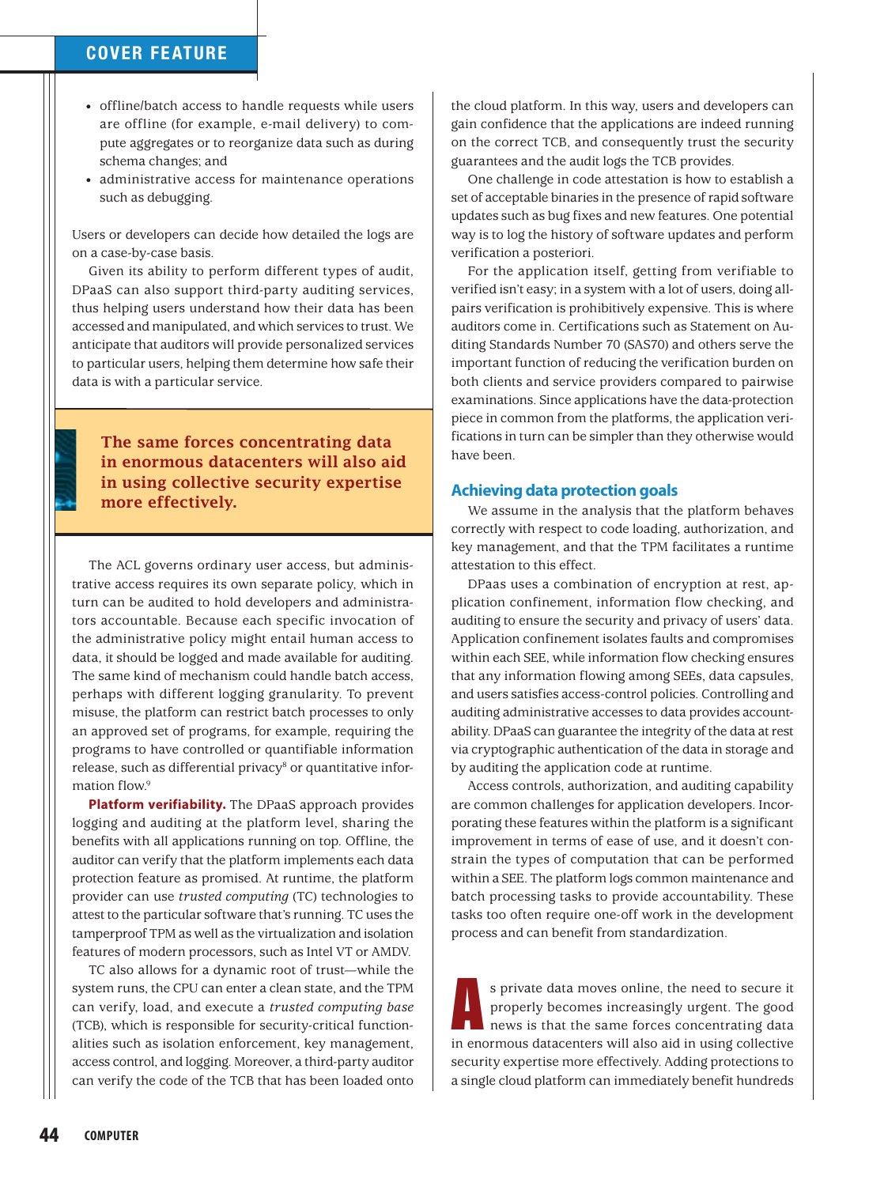- offline/batch access to handle requests while users are offline (for example, e-mail delivery) to compute aggregates or to reorganize data such as during schema changes; and
- administrative access for maintenance operations such as debugging.

Users or developers can decide how detailed the logs are on a case-by-case basis.

Given its ability to perform different types of audit, DPaaS can also support third-party auditing services, thus helping users understand how their data has been accessed and manipulated, and which services to trust. We anticipate that auditors will provide personalized services to particular users, helping them determine how safe their data is with a particular service.

> **The same forces concentrating data in enormous datacenters will also aid in using collective security expertise more effectively.**

The ACL governs ordinary user access, but administrative access requires its own separate policy, which in turn can be audited to hold developers and administrators accountable. Because each specific invocation of the administrative policy might entail human access to data, it should be logged and made available for auditing. The same kind of mechanism could handle batch access, perhaps with different logging granularity. To prevent misuse, the platform can restrict batch processes to only an approved set of programs, for example, requiring the programs to have controlled or quantifiable information release, such as differential privacy[8] or quantitative information flow.[9]

**Platform verifiability.** The DPaaS approach provides logging and auditing at the platform level, sharing the benefits with all applications running on top. Offline, the auditor can verify that the platform implements each data protection feature as promised. At runtime, the platform provider can use *trusted computing* (TC) technologies to attest to the particular software that's running. TC uses the tamperproof TPM as well as the virtualization and isolation features of modern processors, such as Intel VT or AMDV.

TC also allows for a dynamic root of trust—while the system runs, the CPU can enter a clean state, and the TPM can verify, load, and execute a *trusted computing base* (TCB), which is responsible for security-critical functionalities such as isolation enforcement, key management, access control, and logging. Moreover, a third-party auditor can verify the code of the TCB that has been loaded onto the cloud platform. In this way, users and developers can gain confidence that the applications are indeed running on the correct TCB, and consequently trust the security guarantees and the audit logs the TCB provides.

One challenge in code attestation is how to establish a set of acceptable binaries in the presence of rapid software updates such as bug fixes and new features. One potential way is to log the history of software updates and perform verification a posteriori.

For the application itself, getting from verifiable to verified isn't easy; in a system with a lot of users, doing all-pairs verification is prohibitively expensive. This is where auditors come in. Certifications such as Statement on Auditing Standards Number 70 (SAS70) and others serve the important function of reducing the verification burden on both clients and service providers compared to pairwise examinations. Since applications have the data-protection piece in common from the platforms, the application verifications in turn can be simpler than they otherwise would have been.

## Achieving data protection goals

We assume in the analysis that the platform behaves correctly with respect to code loading, authorization, and key management, and that the TPM facilitates a runtime attestation to this effect.

DPaas uses a combination of encryption at rest, application confinement, information flow checking, and auditing to ensure the security and privacy of users' data. Application confinement isolates faults and compromises within each SEE, while information flow checking ensures that any information flowing among SEEs, data capsules, and users satisfies access-control policies. Controlling and auditing administrative accesses to data provides accountability. DPaaS can guarantee the integrity of the data at rest via cryptographic authentication of the data in storage and by auditing the application code at runtime.

Access controls, authorization, and auditing capability are common challenges for application developers. Incorporating these features within the platform is a significant improvement in terms of ease of use, and it doesn't constrain the types of computation that can be performed within a SEE. The platform logs common maintenance and batch processing tasks to provide accountability. These tasks too often require one-off work in the development process and can benefit from standardization.

As private data moves online, the need to secure it properly becomes increasingly urgent. The good news is that the same forces concentrating data in enormous datacenters will also aid in using collective security expertise more effectively. Adding protections to a single cloud platform can immediately benefit hundreds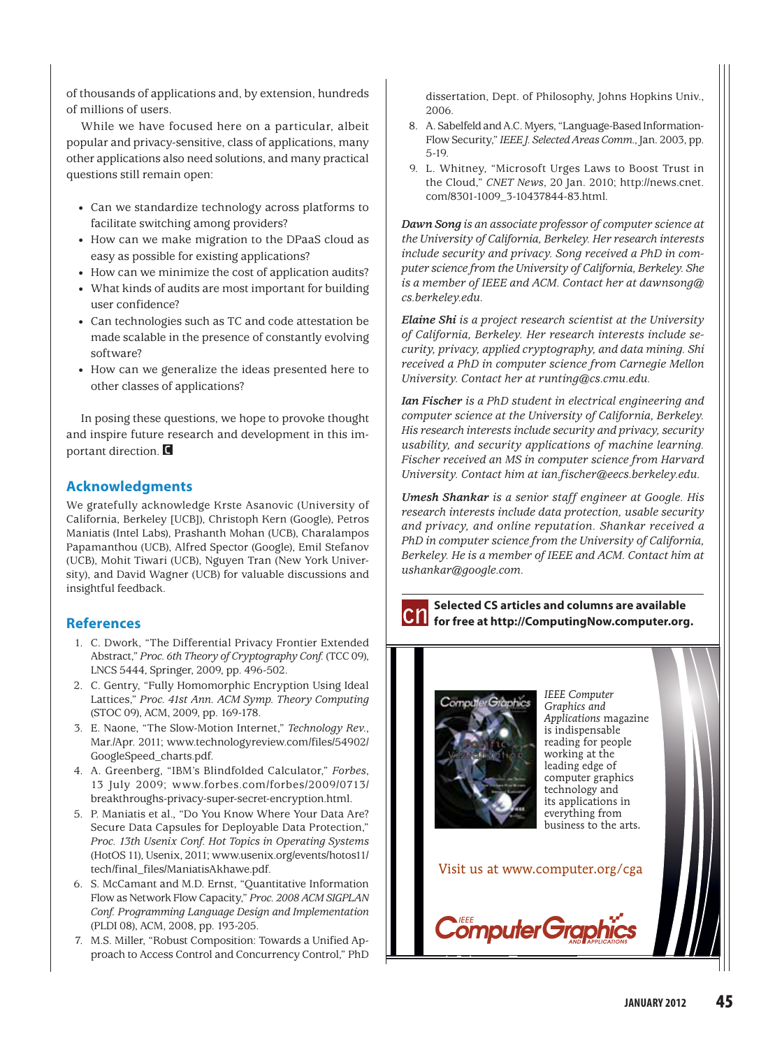of thousands of applications and, by extension, hundreds of millions of users.

While we have focused here on a particular, albeit popular and privacy-sensitive, class of applications, many other applications also need solutions, and many practical questions still remain open:

- Can we standardize technology across platforms to facilitate switching among providers?
- How can we make migration to the DPaaS cloud as easy as possible for existing applications?
- How can we minimize the cost of application audits?
- What kinds of audits are most important for building user confidence?
- Can technologies such as TC and code attestation be made scalable in the presence of constantly evolving software?
- How can we generalize the ideas presented here to other classes of applications?

In posing these questions, we hope to provoke thought and inspire future research and development in this important direction.

## Acknowledgments

We gratefully acknowledge Krste Asanovic (University of California, Berkeley [UCB]), Christoph Kern (Google), Petros Maniatis (Intel Labs), Prashanth Mohan (UCB), Charalampos Papamanthou (UCB), Alfred Spector (Google), Emil Stefanov (UCB), Mohit Tiwari (UCB), Nguyen Tran (New York University), and David Wagner (UCB) for valuable discussions and insightful feedback.

## References

1. C. Dwork, "The Differential Privacy Frontier Extended Abstract," *Proc. 6th Theory of Cryptography Conf.* (TCC 09), LNCS 5444, Springer, 2009, pp. 496-502.
2. C. Gentry, "Fully Homomorphic Encryption Using Ideal Lattices," *Proc. 41st Ann. ACM Symp. Theory Computing* (STOC 09), ACM, 2009, pp. 169-178.
3. E. Naone, "The Slow-Motion Internet," *Technology Rev.*, Mar./Apr. 2011; www.technologyreview.com/files/54902/GoogleSpeed_charts.pdf.
4. A. Greenberg, "IBM's Blindfolded Calculator," *Forbes*, 13 July 2009; www.forbes.com/forbes/2009/0713/breakthroughs-privacy-super-secret-encryption.html.
5. P. Maniatis et al., "Do You Know Where Your Data Are? Secure Data Capsules for Deployable Data Protection," *Proc. 13th Usenix Conf. Hot Topics in Operating Systems* (HotOS 11), Usenix, 2011; www.usenix.org/events/hotos11/tech/final_files/ManiatisAkhawe.pdf.
6. S. McCamant and M.D. Ernst, "Quantitative Information Flow as Network Flow Capacity," *Proc. 2008 ACM SIGPLAN Conf. Programming Language Design and Implementation* (PLDI 08), ACM, 2008, pp. 193-205.
7. M.S. Miller, "Robust Composition: Towards a Unified Approach to Access Control and Concurrency Control," PhD dissertation, Dept. of Philosophy, Johns Hopkins Univ., 2006.
8. A. Sabelfeld and A.C. Myers, "Language-Based Information-Flow Security," *IEEE J. Selected Areas Comm.*, Jan. 2003, pp. 5-19.
9. L. Whitney, "Microsoft Urges Laws to Boost Trust in the Cloud," *CNET News*, 20 Jan. 2010; http://news.cnet.com/8301-1009_3-10437844-83.html.

***Dawn Song*** *is an associate professor of computer science at the University of California, Berkeley. Her research interests include security and privacy. Song received a PhD in computer science from the University of California, Berkeley. She is a member of IEEE and ACM. Contact her at dawnsong@cs.berkeley.edu.*

***Elaine Shi*** *is a project research scientist at the University of California, Berkeley. Her research interests include security, privacy, applied cryptography, and data mining. Shi received a PhD in computer science from Carnegie Mellon University. Contact her at runting@cs.cmu.edu.*

***Ian Fischer*** *is a PhD student in electrical engineering and computer science at the University of California, Berkeley. His research interests include security and privacy, security usability, and security applications of machine learning. Fischer received an MS in computer science from Harvard University. Contact him at ian.fischer@eecs.berkeley.edu.*

***Umesh Shankar*** *is a senior staff engineer at Google. His research interests include data protection, usable security and privacy, and online reputation. Shankar received a PhD in computer science from the University of California, Berkeley. He is a member of IEEE and ACM. Contact him at ushankar@google.com.*

**Selected CS articles and columns are available for free at http://ComputingNow.computer.org.**

*IEEE Computer Graphics and Applications* magazine is indispensable reading for people working at the leading edge of computer graphics technology and its applications in everything from business to the arts.

Visit us at www.computer.org/cga